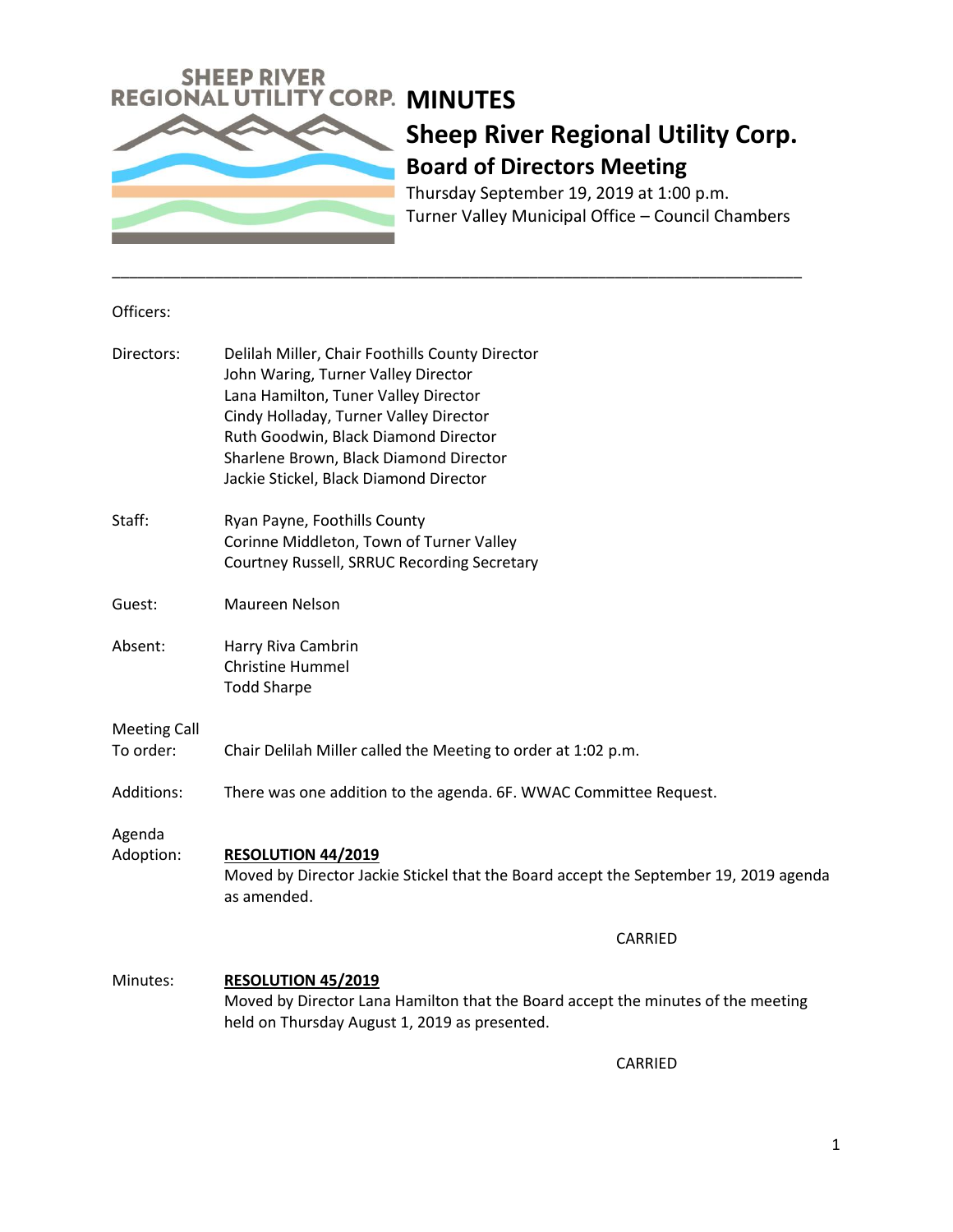SHEEP RIVER REGIONAL UTILITY CORP.

# MINUTES

## Sheep River Regional Utility Corp.

### Board of Directors Meeting

Thursday September 19, 2019 at 1:00 p.m.
Turner Valley Municipal Office – Council Chambers

---

Officers:

Directors: Delilah Miller, Chair Foothills County Director
John Waring, Turner Valley Director
Lana Hamilton, Tuner Valley Director
Cindy Holladay, Turner Valley Director
Ruth Goodwin, Black Diamond Director
Sharlene Brown, Black Diamond Director
Jackie Stickel, Black Diamond Director

Staff: Ryan Payne, Foothills County
Corinne Middleton, Town of Turner Valley
Courtney Russell, SRRUC Recording Secretary

Guest: Maureen Nelson

Absent: Harry Riva Cambrin
Christine Hummel
Todd Sharpe

Meeting Call To order: Chair Delilah Miller called the Meeting to order at 1:02 p.m.

Additions: There was one addition to the agenda. 6F. WWAC Committee Request.

Agenda Adoption: **RESOLUTION 44/2019**
Moved by Director Jackie Stickel that the Board accept the September 19, 2019 agenda as amended.

CARRIED

Minutes: **RESOLUTION 45/2019**
Moved by Director Lana Hamilton that the Board accept the minutes of the meeting held on Thursday August 1, 2019 as presented.

CARRIED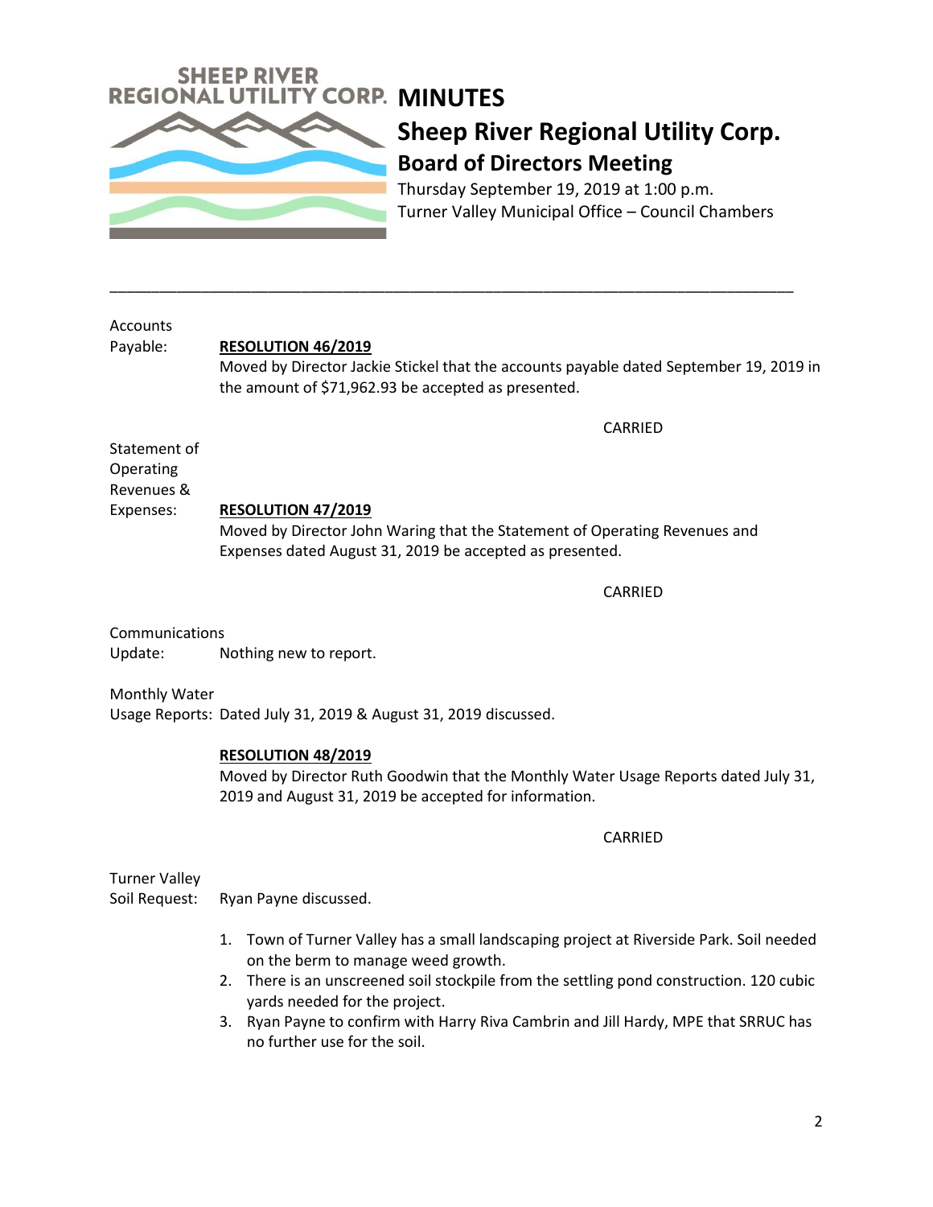# MINUTES

## Sheep River Regional Utility Corp.

### Board of Directors Meeting

Thursday September 19, 2019 at 1:00 p.m.
Turner Valley Municipal Office – Council Chambers

---

Accounts Payable:

**RESOLUTION 46/2019**
Moved by Director Jackie Stickel that the accounts payable dated September 19, 2019 in the amount of $71,962.93 be accepted as presented.

CARRIED

Statement of Operating Revenues & Expenses:

**RESOLUTION 47/2019**
Moved by Director John Waring that the Statement of Operating Revenues and Expenses dated August 31, 2019 be accepted as presented.

CARRIED

Communications Update: Nothing new to report.

Monthly Water Usage Reports: Dated July 31, 2019 & August 31, 2019 discussed.

**RESOLUTION 48/2019**
Moved by Director Ruth Goodwin that the Monthly Water Usage Reports dated July 31, 2019 and August 31, 2019 be accepted for information.

CARRIED

Turner Valley Soil Request: Ryan Payne discussed.

1. Town of Turner Valley has a small landscaping project at Riverside Park. Soil needed on the berm to manage weed growth.
2. There is an unscreened soil stockpile from the settling pond construction. 120 cubic yards needed for the project.
3. Ryan Payne to confirm with Harry Riva Cambrin and Jill Hardy, MPE that SRRUC has no further use for the soil.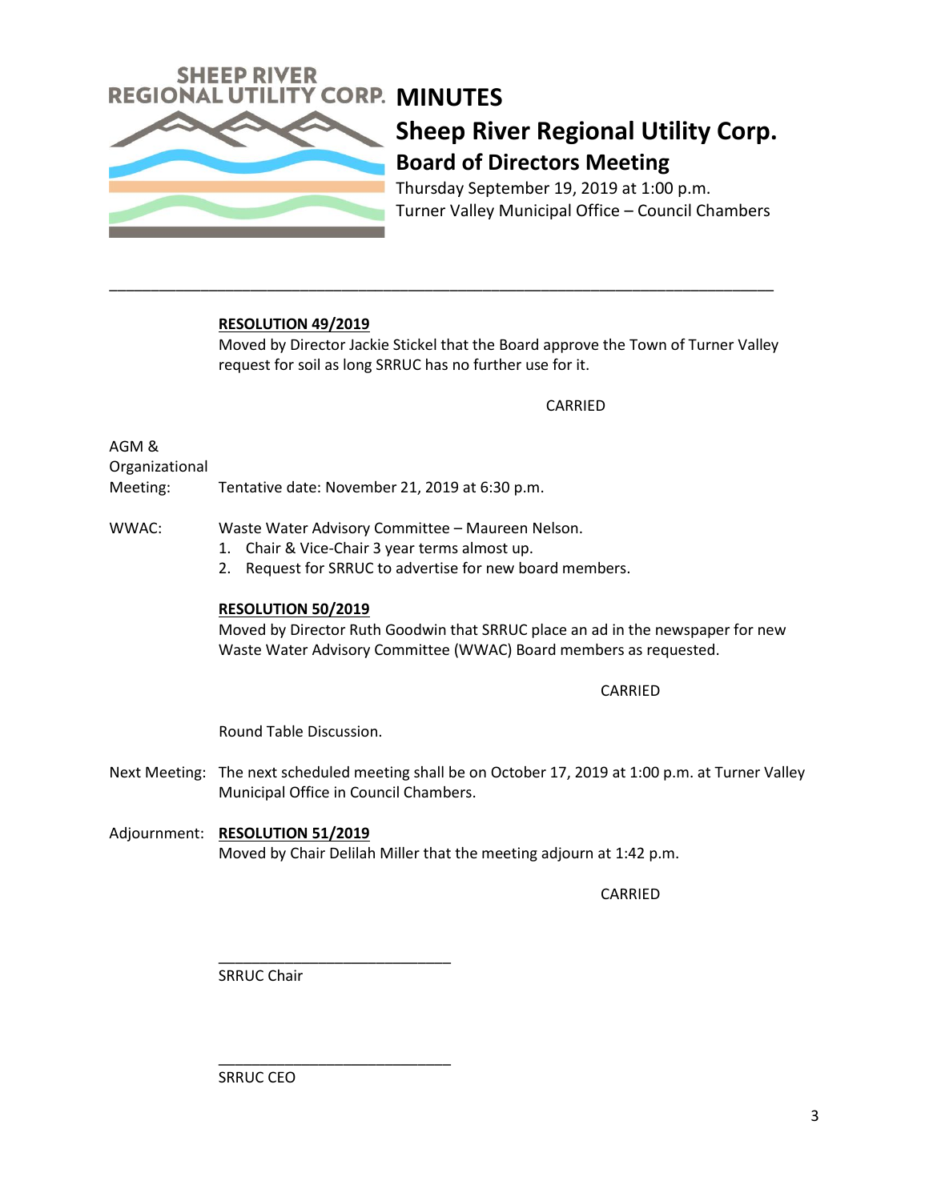# MINUTES

## Sheep River Regional Utility Corp.

### Board of Directors Meeting

Thursday September 19, 2019 at 1:00 p.m.
Turner Valley Municipal Office – Council Chambers

---

**RESOLUTION 49/2019**
Moved by Director Jackie Stickel that the Board approve the Town of Turner Valley request for soil as long SRRUC has no further use for it.

CARRIED

**AGM & Organizational Meeting:** Tentative date: November 21, 2019 at 6:30 p.m.

**WWAC:** Waste Water Advisory Committee – Maureen Nelson.

1. Chair & Vice-Chair 3 year terms almost up.
2. Request for SRRUC to advertise for new board members.

**RESOLUTION 50/2019**
Moved by Director Ruth Goodwin that SRRUC place an ad in the newspaper for new Waste Water Advisory Committee (WWAC) Board members as requested.

CARRIED

Round Table Discussion.

**Next Meeting:** The next scheduled meeting shall be on October 17, 2019 at 1:00 p.m. at Turner Valley Municipal Office in Council Chambers.

**Adjournment:** **RESOLUTION 51/2019**
Moved by Chair Delilah Miller that the meeting adjourn at 1:42 p.m.

CARRIED

\_\_\_\_\_\_\_\_\_\_\_\_\_\_\_\_\_\_\_\_\_\_\_\_\_\_\_\_
SRRUC Chair

\_\_\_\_\_\_\_\_\_\_\_\_\_\_\_\_\_\_\_\_\_\_\_\_\_\_\_\_
SRRUC CEO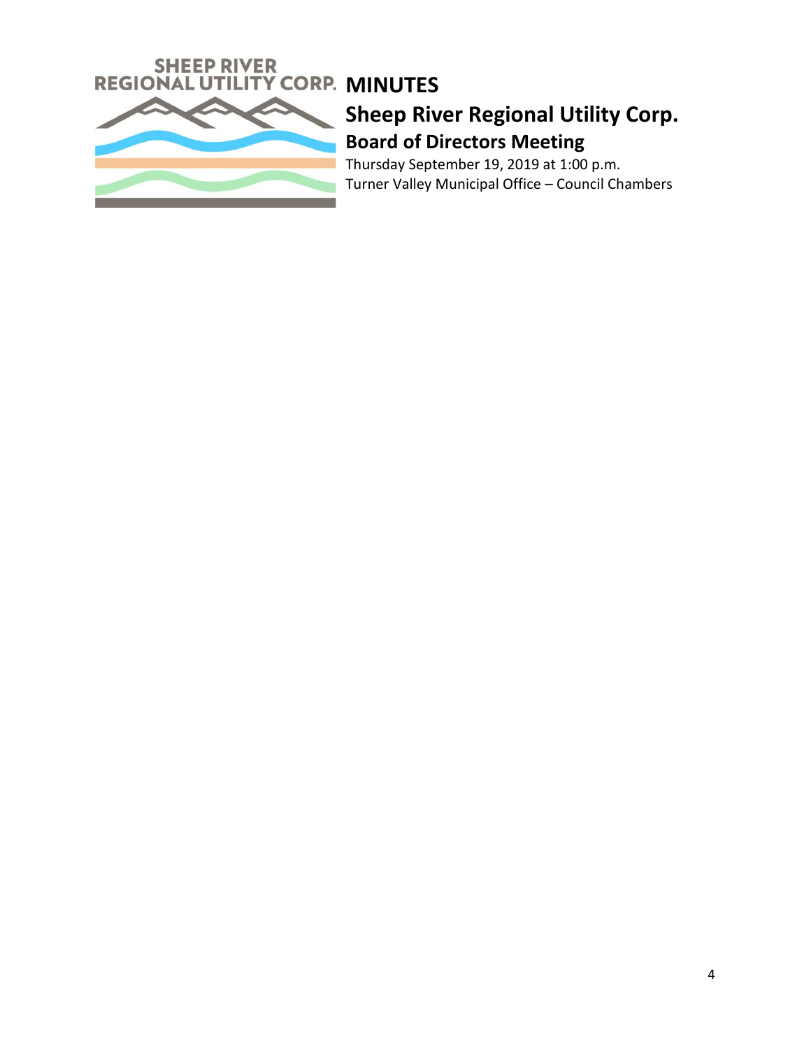SHEEP RIVER REGIONAL UTILITY CORP.

# MINUTES

## Sheep River Regional Utility Corp.

### Board of Directors Meeting

Thursday September 19, 2019 at 1:00 p.m.
Turner Valley Municipal Office – Council Chambers